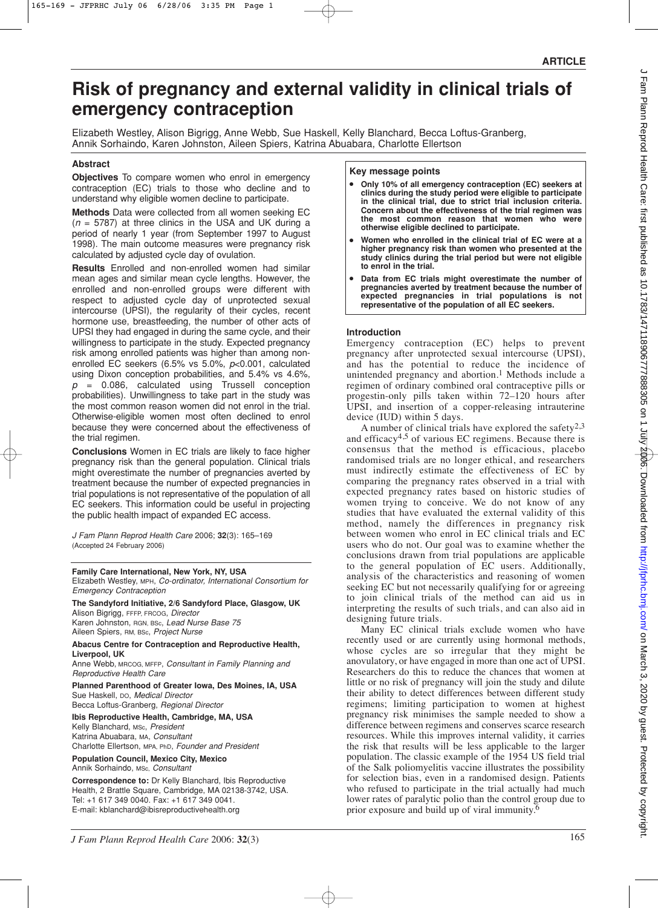ARTICLE

# Risk of pregnancy and external validity in clinical trials of emergency contraception

Elizabeth Westley, Alison Bigrigg, Anne Webb, Sue Haskell, Kelly Blanchard, Becca Loftus-Granberg, Annik Sorhaindo, Karen Johnston, Aileen Spiers, Katrina Abuabara, Charlotte Ellertson

## Abstract

**Objectives** To compare women who enrol in emergency contraception (EC) trials to those who decline and to understand why eligible women decline to participate.

**Methods** Data were collected from all women seeking EC ($n$ = 5787) at three clinics in the USA and UK during a period of nearly 1 year (from September 1997 to August 1998). The main outcome measures were pregnancy risk calculated by adjusted cycle day of ovulation.

**Results** Enrolled and non-enrolled women had similar mean ages and similar mean cycle lengths. However, the enrolled and non-enrolled groups were different with respect to adjusted cycle day of unprotected sexual intercourse (UPSI), the regularity of their cycles, recent hormone use, breastfeeding, the number of other acts of UPSI they had engaged in during the same cycle, and their willingness to participate in the study. Expected pregnancy risk among enrolled patients was higher than among non-enrolled EC seekers (6.5% vs 5.0%, $p$<0.001, calculated using Dixon conception probabilities, and 5.4% vs 4.6%, $p$ = 0.086, calculated using Trussell conception probabilities). Unwillingness to take part in the study was the most common reason women did not enrol in the trial. Otherwise-eligible women most often declined to enrol because they were concerned about the effectiveness of the trial regimen.

**Conclusions** Women in EC trials are likely to face higher pregnancy risk than the general population. Clinical trials might overestimate the number of pregnancies averted by treatment because the number of expected pregnancies in trial populations is not representative of the population of all EC seekers. This information could be useful in projecting the public health impact of expanded EC access.

*J Fam Plann Reprod Health Care* 2006; **32**(3): 165–169
(Accepted 24 February 2006)

**Family Care International, New York, NY, USA**
Elizabeth Westley, MPH, *Co-ordinator, International Consortium for Emergency Contraception*

**The Sandyford Initiative, 2/6 Sandyford Place, Glasgow, UK**
Alison Bigrigg, FFFP, FRCOG, *Director*
Karen Johnston, RGN, BSc, *Lead Nurse Base 75*
Aileen Spiers, RM, BSc, *Project Nurse*

**Abacus Centre for Contraception and Reproductive Health, Liverpool, UK**
Anne Webb, MRCOG, MFFP, *Consultant in Family Planning and Reproductive Health Care*

**Planned Parenthood of Greater Iowa, Des Moines, IA, USA**
Sue Haskell, DO, *Medical Director*
Becca Loftus-Granberg, *Regional Director*

**Ibis Reproductive Health, Cambridge, MA, USA**
Kelly Blanchard, MSc, *President*
Katrina Abuabara, MA, *Consultant*
Charlotte Ellertson, MPA, PhD, *Founder and President*

**Population Council, Mexico City, Mexico**
Annik Sorhaindo, MSc, *Consultant*

**Correspondence to:** Dr Kelly Blanchard, Ibis Reproductive Health, 2 Brattle Square, Cambridge, MA 02138-3742, USA. Tel: +1 617 349 0040. Fax: +1 617 349 0041. E-mail: kblanchard@ibisreproductivehealth.org

## Key message points

- **Only 10% of all emergency contraception (EC) seekers at clinics during the study period were eligible to participate in the clinical trial, due to strict trial inclusion criteria. Concern about the effectiveness of the trial regimen was the most common reason that women who were otherwise eligible declined to participate.**
- **Women who enrolled in the clinical trial of EC were at a higher pregnancy risk than women who presented at the study clinics during the trial period but were not eligible to enrol in the trial.**
- **Data from EC trials might overestimate the number of pregnancies averted by treatment because the number of expected pregnancies in trial populations is not representative of the population of all EC seekers.**

## Introduction

Emergency contraception (EC) helps to prevent pregnancy after unprotected sexual intercourse (UPSI), and has the potential to reduce the incidence of unintended pregnancy and abortion.[1] Methods include a regimen of ordinary combined oral contraceptive pills or progestin-only pills taken within 72–120 hours after UPSI, and insertion of a copper-releasing intrauterine device (IUD) within 5 days.

A number of clinical trials have explored the safety[2,3] and efficacy[4,5] of various EC regimens. Because there is consensus that the method is efficacious, placebo randomised trials are no longer ethical, and researchers must indirectly estimate the effectiveness of EC by comparing the pregnancy rates observed in a trial with expected pregnancy rates based on historic studies of women trying to conceive. We do not know of any studies that have evaluated the external validity of this method, namely the differences in pregnancy risk between women who enrol in EC clinical trials and EC users who do not. Our goal was to examine whether the conclusions drawn from trial populations are applicable to the general population of EC users. Additionally, analysis of the characteristics and reasoning of women seeking EC but not necessarily qualifying for or agreeing to join clinical trials of the method can aid us in interpreting the results of such trials, and can also aid in designing future trials.

Many EC clinical trials exclude women who have recently used or are currently using hormonal methods, whose cycles are so irregular that they might be anovulatory, or have engaged in more than one act of UPSI. Researchers do this to reduce the chances that women at little or no risk of pregnancy will join the study and dilute their ability to detect differences between different study regimens; limiting participation to women at highest pregnancy risk minimises the sample needed to show a difference between regimens and conserves scarce research resources. While this improves internal validity, it carries the risk that results will be less applicable to the larger population. The classic example of the 1954 US field trial of the Salk poliomyelitis vaccine illustrates the possibility for selection bias, even in a randomised design. Patients who refused to participate in the trial actually had much lower rates of paralytic polio than the control group due to prior exposure and build up of viral immunity.[6]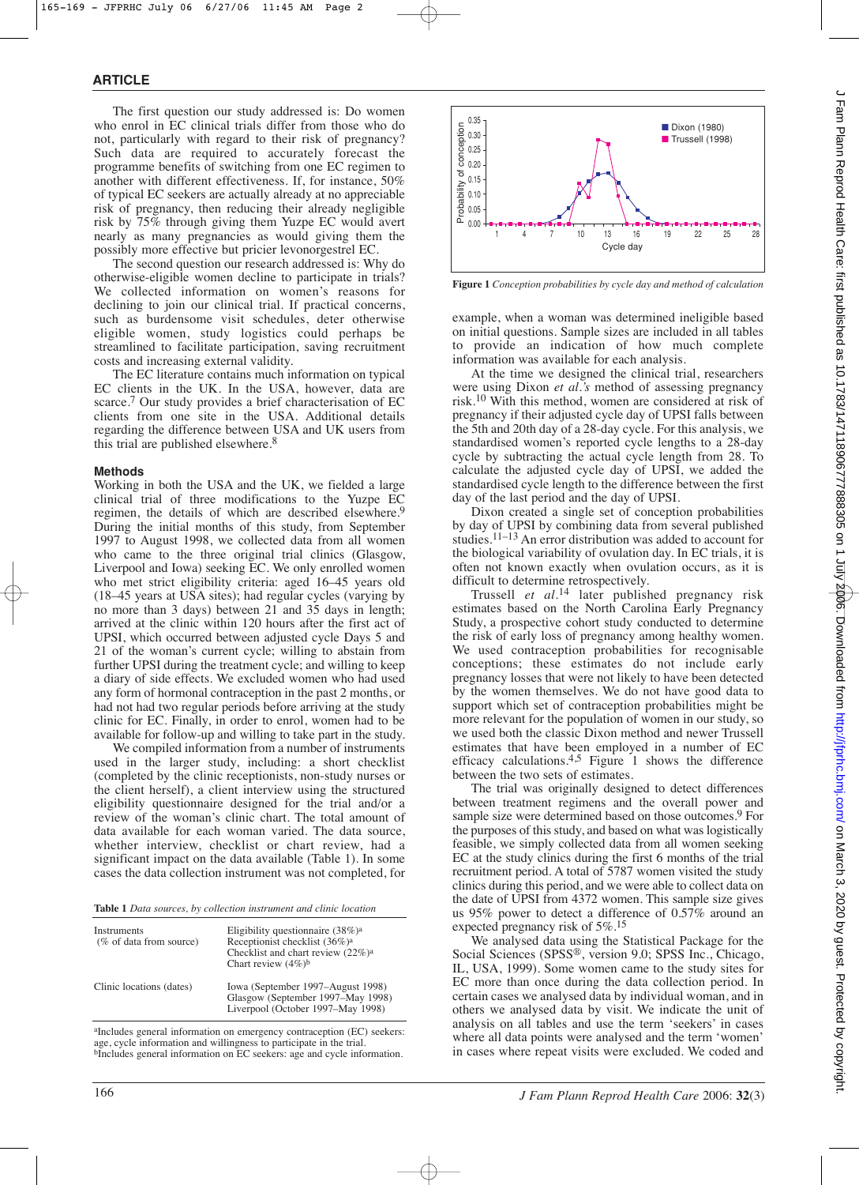The first question our study addressed is: Do women who enrol in EC clinical trials differ from those who do not, particularly with regard to their risk of pregnancy? Such data are required to accurately forecast the programme benefits of switching from one EC regimen to another with different effectiveness. If, for instance, 50% of typical EC seekers are actually already at no appreciable risk of pregnancy, then reducing their already negligible risk by 75% through giving them Yuzpe EC would avert nearly as many pregnancies as would giving them the possibly more effective but pricier levonorgestrel EC.

The second question our research addressed is: Why do otherwise-eligible women decline to participate in trials? We collected information on women's reasons for declining to join our clinical trial. If practical concerns, such as burdensome visit schedules, deter otherwise eligible women, study logistics could perhaps be streamlined to facilitate participation, saving recruitment costs and increasing external validity.

The EC literature contains much information on typical EC clients in the UK. In the USA, however, data are scarce.[7] Our study provides a brief characterisation of EC clients from one site in the USA. Additional details regarding the difference between USA and UK users from this trial are published elsewhere.[8]

## Methods

Working in both the USA and the UK, we fielded a large clinical trial of three modifications to the Yuzpe EC regimen, the details of which are described elsewhere.[9] During the initial months of this study, from September 1997 to August 1998, we collected data from all women who came to the three original trial clinics (Glasgow, Liverpool and Iowa) seeking EC. We only enrolled women who met strict eligibility criteria: aged 16–45 years old (18–45 years at USA sites); had regular cycles (varying by no more than 3 days) between 21 and 35 days in length; arrived at the clinic within 120 hours after the first act of UPSI, which occurred between adjusted cycle Days 5 and 21 of the woman's current cycle; willing to abstain from further UPSI during the treatment cycle; and willing to keep a diary of side effects. We excluded women who had used any form of hormonal contraception in the past 2 months, or had not had two regular periods before arriving at the study clinic for EC. Finally, in order to enrol, women had to be available for follow-up and willing to take part in the study.

We compiled information from a number of instruments used in the larger study, including: a short checklist (completed by the clinic receptionists, non-study nurses or the client herself), a client interview using the structured eligibility questionnaire designed for the trial and/or a review of the woman's clinic chart. The total amount of data available for each woman varied. The data source, whether interview, checklist or chart review, had a significant impact on the data available (Table 1). In some cases the data collection instrument was not completed, for example, when a woman was determined ineligible based on initial questions. Sample sizes are included in all tables to provide an indication of how much complete information was available for each analysis.

**Table 1** *Data sources, by collection instrument and clinic location*

| | |
|---|---|
| Instruments (% of data from source) | Eligibility questionnaire (38%)[a]<br>Receptionist checklist (36%)[a]<br>Checklist and chart review (22%)[a]<br>Chart review (4%)[b] |
| Clinic locations (dates) | Iowa (September 1997–August 1998)<br>Glasgow (September 1997–May 1998)<br>Liverpool (October 1997–May 1998) |

[a]Includes general information on emergency contraception (EC) seekers: age, cycle information and willingness to participate in the trial.
[b]Includes general information on EC seekers: age and cycle information.

At the time we designed the clinical trial, researchers were using Dixon *et al.'s* method of assessing pregnancy risk.[10] With this method, women are considered at risk of pregnancy if their adjusted cycle day of UPSI falls between the 5th and 20th day of a 28-day cycle. For this analysis, we standardised women's reported cycle lengths to a 28-day cycle by subtracting the actual cycle length from 28. To calculate the adjusted cycle day of UPSI, we added the standardised cycle length to the difference between the first day of the last period and the day of UPSI.

Dixon created a single set of conception probabilities by day of UPSI by combining data from several published studies.[11–13] An error distribution was added to account for the biological variability of ovulation day. In EC trials, it is often not known exactly when ovulation occurs, as it is difficult to determine retrospectively.

Trussell *et al.*[14] later published pregnancy risk estimates based on the North Carolina Early Pregnancy Study, a prospective cohort study conducted to determine the risk of early loss of pregnancy among healthy women. We used contraception probabilities for recognisable conceptions; these estimates do not include early pregnancy losses that were not likely to have been detected by the women themselves. We do not have good data to support which set of contraception probabilities might be more relevant for the population of women in our study, so we used both the classic Dixon method and newer Trussell estimates that have been employed in a number of EC efficacy calculations.[4,5] Figure 1 shows the difference between the two sets of estimates.

Probability of conception
0.35
0.30
0.25
0.20
0.15
0.10
0.05
0.00
Cycle day
1 4 7 10 13 16 19 22 25 28
Dixon (1980)
Trussell (1998)

**Figure 1** *Conception probabilities by cycle day and method of calculation*

The trial was originally designed to detect differences between treatment regimens and the overall power and sample size were determined based on those outcomes.[9] For the purposes of this study, and based on what was logistically feasible, we simply collected data from all women seeking EC at the study clinics during the first 6 months of the trial recruitment period. A total of 5787 women visited the study clinics during this period, and we were able to collect data on the date of UPSI from 4372 women. This sample size gives us 95% power to detect a difference of 0.57% around an expected pregnancy risk of 5%.[15]

We analysed data using the Statistical Package for the Social Sciences (SPSS®, version 9.0; SPSS Inc., Chicago, IL, USA, 1999). Some women came to the study sites for EC more than once during the data collection period. In certain cases we analysed data by individual woman, and in others we analysed data by visit. We indicate the unit of analysis on all tables and use the term 'seekers' in cases where all data points were analysed and the term 'women' in cases where repeat visits were excluded. We coded and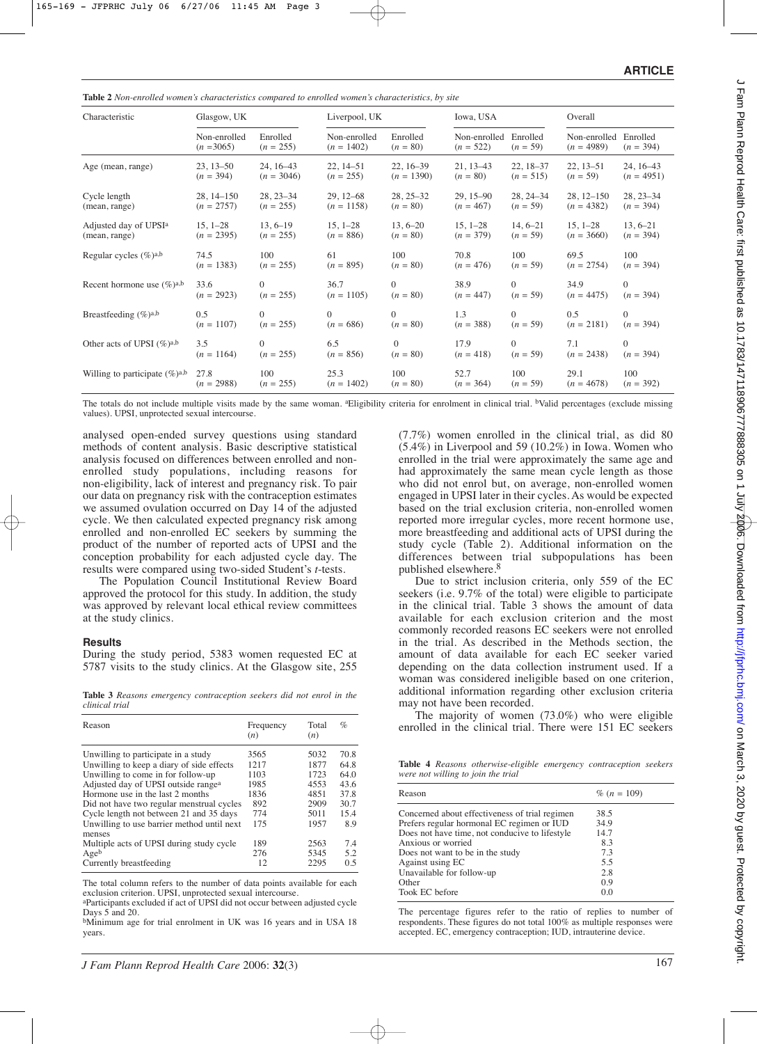**Table 2** *Non-enrolled women's characteristics compared to enrolled women's characteristics, by site*

| Characteristic | Glasgow, UK | | Liverpool, UK | | Iowa, USA | | Overall | |
|---|---|---|---|---|---|---|---|---|
| | Non-enrolled (*n* =3065) | Enrolled (*n* = 255) | Non-enrolled (*n* = 1402) | Enrolled (*n* = 80) | Non-enrolled (*n* = 522) | Enrolled (*n* = 59) | Non-enrolled (*n* = 4989) | Enrolled (*n* = 394) |
| Age (mean, range) | 23, 13–50 (*n* = 394) | 24, 16–43 (*n* = 3046) | 22, 14–51 (*n* = 255) | 22, 16–39 (*n* = 1390) | 21, 13–43 (*n* = 80) | 22, 18–37 (*n* = 515) | 22, 13–51 (*n* = 59) | 24, 16–43 (*n* = 4951) |
| Cycle length (mean, range) | 28, 14–150 (*n* = 2757) | 28, 23–34 (*n* = 255) | 29, 12–68 (*n* = 1158) | 28, 25–32 (*n* = 80) | 29, 15–90 (*n* = 467) | 28, 24–34 (*n* = 59) | 28, 12–150 (*n* = 4382) | 28, 23–34 (*n* = 394) |
| Adjusted day of UPSI[a] (mean, range) | 15, 1–28 (*n* = 2395) | 13, 6–19 (*n* = 255) | 15, 1–28 (*n* = 886) | 13, 6–20 (*n* = 80) | 15, 1–28 (*n* = 379) | 14, 6–21 (*n* = 59) | 15, 1–28 (*n* = 3660) | 13, 6–21 (*n* = 394) |
| Regular cycles (%)[a,b] | 74.5 (*n* = 1383) | 100 (*n* = 255) | 61 (*n* = 895) | 100 (*n* = 80) | 70.8 (*n* = 476) | 100 (*n* = 59) | 69.5 (*n* = 2754) | 100 (*n* = 394) |
| Recent hormone use (%)[a,b] | 33.6 (*n* = 2923) | 0 (*n* = 255) | 36.7 (*n* = 1105) | 0 (*n* = 80) | 38.9 (*n* = 447) | 0 (*n* = 59) | 34.9 (*n* = 4475) | 0 (*n* = 394) |
| Breastfeeding (%)[a,b] | 0.5 (*n* = 1107) | 0 (*n* = 255) | 0 (*n* = 686) | 0 (*n* = 80) | 1.3 (*n* = 388) | 0 (*n* = 59) | 0.5 (*n* = 2181) | 0 (*n* = 394) |
| Other acts of UPSI (%)[a,b] | 3.5 (*n* = 1164) | 0 (*n* = 255) | 6.5 (*n* = 856) | 0 (*n* = 80) | 17.9 (*n* = 418) | 0 (*n* = 59) | 7.1 (*n* = 2438) | 0 (*n* = 394) |
| Willing to participate (%)[a,b] | 27.8 (*n* = 2988) | 100 (*n* = 255) | 25.3 (*n* = 1402) | 100 (*n* = 80) | 52.7 (*n* = 364) | 100 (*n* = 59) | 29.1 (*n* = 4678) | 100 (*n* = 392) |

The totals do not include multiple visits made by the same woman. [a]Eligibility criteria for enrolment in clinical trial. [b]Valid percentages (exclude missing values). UPSI, unprotected sexual intercourse.

analysed open-ended survey questions using standard methods of content analysis. Basic descriptive statistical analysis focused on differences between enrolled and non-enrolled study populations, including reasons for non-eligibility, lack of interest and pregnancy risk. To pair our data on pregnancy risk with the contraception estimates we assumed ovulation occurred on Day 14 of the adjusted cycle. We then calculated expected pregnancy risk among enrolled and non-enrolled EC seekers by summing the product of the number of reported acts of UPSI and the conception probability for each adjusted cycle day. The results were compared using two-sided Student's *t*-tests.

The Population Council Institutional Review Board approved the protocol for this study. In addition, the study was approved by relevant local ethical review committees at the study clinics.

### Results

During the study period, 5383 women requested EC at 5787 visits to the study clinics. At the Glasgow site, 255 (7.7%) women enrolled in the clinical trial, as did 80 (5.4%) in Liverpool and 59 (10.2%) in Iowa. Women who enrolled in the trial were approximately the same age and had approximately the same mean cycle length as those who did not enrol but, on average, non-enrolled women engaged in UPSI later in their cycles. As would be expected based on the trial exclusion criteria, non-enrolled women reported more irregular cycles, more recent hormone use, more breastfeeding and additional acts of UPSI during the study cycle (Table 2). Additional information on the differences between trial subpopulations has been published elsewhere.[8]

Due to strict inclusion criteria, only 559 of the EC seekers (i.e. 9.7% of the total) were eligible to participate in the clinical trial. Table 3 shows the amount of data available for each exclusion criterion and the most commonly recorded reasons EC seekers were not enrolled in the trial. As described in the Methods section, the amount of data available for each EC seeker varied depending on the data collection instrument used. If a woman was considered ineligible based on one criterion, additional information regarding other exclusion criteria may not have been recorded.

The majority of women (73.0%) who were eligible enrolled in the clinical trial. There were 151 EC seekers

**Table 3** *Reasons emergency contraception seekers did not enrol in the clinical trial*

| Reason | Frequency (*n*) | Total (*n*) | % |
|---|---|---|---|
| Unwilling to participate in a study | 3565 | 5032 | 70.8 |
| Unwilling to keep a diary of side effects | 1217 | 1877 | 64.8 |
| Unwilling to come in for follow-up | 1103 | 1723 | 64.0 |
| Adjusted day of UPSI outside range[a] | 1985 | 4553 | 43.6 |
| Hormone use in the last 2 months | 1836 | 4851 | 37.8 |
| Did not have two regular menstrual cycles | 892 | 2909 | 30.7 |
| Cycle length not between 21 and 35 days | 774 | 5011 | 15.4 |
| Unwilling to use barrier method until next menses | 175 | 1957 | 8.9 |
| Multiple acts of UPSI during study cycle | 189 | 2563 | 7.4 |
| Age[b] | 276 | 5345 | 5.2 |
| Currently breastfeeding | 12 | 2295 | 0.5 |

The total column refers to the number of data points available for each exclusion criterion. UPSI, unprotected sexual intercourse.
[a]Participants excluded if act of UPSI did not occur between adjusted cycle Days 5 and 20.
[b]Minimum age for trial enrolment in UK was 16 years and in USA 18 years.

**Table 4** *Reasons otherwise-eligible emergency contraception seekers were not willing to join the trial*

| Reason | % (*n* = 109) |
|---|---|
| Concerned about effectiveness of trial regimen | 38.5 |
| Prefers regular hormonal EC regimen or IUD | 34.9 |
| Does not have time, not conducive to lifestyle | 14.7 |
| Anxious or worried | 8.3 |
| Does not want to be in the study | 7.3 |
| Against using EC | 5.5 |
| Unavailable for follow-up | 2.8 |
| Other | 0.9 |
| Took EC before | 0.0 |

The percentage figures refer to the ratio of replies to number of respondents. These figures do not total 100% as multiple responses were accepted. EC, emergency contraception; IUD, intrauterine device.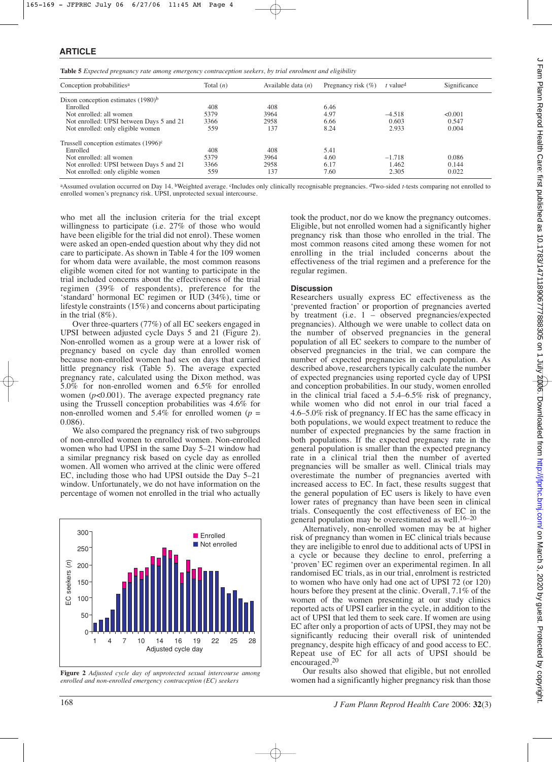**Table 5** *Expected pregnancy rate among emergency contraception seekers, by trial enrolment and eligibility*

| Conception probabilities[a] | Total (*n*) | Available data (*n*) | Pregnancy risk (%) | *t* value[d] | Significance |
|---|---|---|---|---|---|
| Dixon conception estimates (1980)[b] | | | | | |
| Enrolled | 408 | 408 | 6.46 | | |
| Not enrolled: all women | 5379 | 3964 | 4.97 | –4.518 | <0.001 |
| Not enrolled: UPSI between Days 5 and 21 | 3366 | 2958 | 6.66 | 0.603 | 0.547 |
| Not enrolled: only eligible women | 559 | 137 | 8.24 | 2.933 | 0.004 |
| Trussell conception estimates (1996)[c] | | | | | |
| Enrolled | 408 | 408 | 5.41 | | |
| Not enrolled: all women | 5379 | 3964 | 4.60 | –1.718 | 0.086 |
| Not enrolled: UPSI between Days 5 and 21 | 3366 | 2958 | 6.17 | 1.462 | 0.144 |
| Not enrolled: only eligible women | 559 | 137 | 7.60 | 2.305 | 0.022 |

[a]Assumed ovulation occurred on Day 14. [b]Weighted average. [c]Includes only clinically recognisable pregnancies. [d]Two-sided *t*-tests comparing not enrolled to enrolled women's pregnancy risk. UPSI, unprotected sexual intercourse.

who met all the inclusion criteria for the trial except willingness to participate (i.e. 27% of those who would have been eligible for the trial did not enrol). These women were asked an open-ended question about why they did not care to participate. As shown in Table 4 for the 109 women for whom data were available, the most common reasons eligible women cited for not wanting to participate in the trial included concerns about the effectiveness of the trial regimen (39% of respondents), preference for the 'standard' hormonal EC regimen or IUD (34%), time or lifestyle constraints (15%) and concerns about participating in the trial (8%).

Over three-quarters (77%) of all EC seekers engaged in UPSI between adjusted cycle Days 5 and 21 (Figure 2). Non-enrolled women as a group were at a lower risk of pregnancy based on cycle day than enrolled women because non-enrolled women had sex on days that carried little pregnancy risk (Table 5). The average expected pregnancy rate, calculated using the Dixon method, was 5.0% for non-enrolled women and 6.5% for enrolled women ($p$<0.001). The average expected pregnancy rate using the Trussell conception probabilities was 4.6% for non-enrolled women and 5.4% for enrolled women ($p$ = 0.086).

We also compared the pregnancy risk of two subgroups of non-enrolled women to enrolled women. Non-enrolled women who had UPSI in the same Day 5–21 window had a similar pregnancy risk based on cycle day as enrolled women. All women who arrived at the clinic were offered EC, including those who had UPSI outside the Day 5–21 window. Unfortunately, we do not have information on the percentage of women not enrolled in the trial who actually took the product, nor do we know the pregnancy outcomes. Eligible, but not enrolled women had a significantly higher pregnancy risk than those who enrolled in the trial. The most common reasons cited among these women for not enrolling in the trial included concerns about the effectiveness of the trial regimen and a preference for the regular regimen.

300
250
200
150
100
50
0
EC seekers (*n*)
1 4 7 10 14 16 19 22 25 28
Adjusted cycle day
Enrolled
Not enrolled

**Figure 2** *Adjusted cycle day of unprotected sexual intercourse among enrolled and non-enrolled emergency contraception (EC) seekers*

## Discussion

Researchers usually express EC effectiveness as the 'prevented fraction' or proportion of pregnancies averted by treatment (i.e. 1 – observed pregnancies/expected pregnancies). Although we were unable to collect data on the number of observed pregnancies in the general population of all EC seekers to compare to the number of observed pregnancies in the trial, we can compare the number of expected pregnancies in each population. As described above, researchers typically calculate the number of expected pregnancies using reported cycle day of UPSI and conception probabilities. In our study, women enrolled in the clinical trial faced a 5.4–6.5% risk of pregnancy, while women who did not enrol in our trial faced a 4.6–5.0% risk of pregnancy. If EC has the same efficacy in both populations, we would expect treatment to reduce the number of expected pregnancies by the same fraction in both populations. If the expected pregnancy rate in the general population is smaller than the expected pregnancy rate in a clinical trial then the number of averted pregnancies will be smaller as well. Clinical trials may overestimate the number of pregnancies averted with increased access to EC. In fact, these results suggest that the general population of EC users is likely to have even lower rates of pregnancy than have been seen in clinical trials. Consequently the cost effectiveness of EC in the general population may be overestimated as well.[16–20]

Alternatively, non-enrolled women may be at higher risk of pregnancy than women in EC clinical trials because they are ineligible to enrol due to additional acts of UPSI in a cycle or because they decline to enrol, preferring a 'proven' EC regimen over an experimental regimen. In all randomised EC trials, as in our trial, enrolment is restricted to women who have only had one act of UPSI 72 (or 120) hours before they present at the clinic. Overall, 7.1% of the women of the women presenting at our study clinics reported acts of UPSI earlier in the cycle, in addition to the act of UPSI that led them to seek care. If women are using EC after only a proportion of acts of UPSI, they may not be significantly reducing their overall risk of unintended pregnancy, despite high efficacy of and good access to EC. Repeat use of EC for all acts of UPSI should be encouraged.[20]

Our results also showed that eligible, but not enrolled women had a significantly higher pregnancy risk than those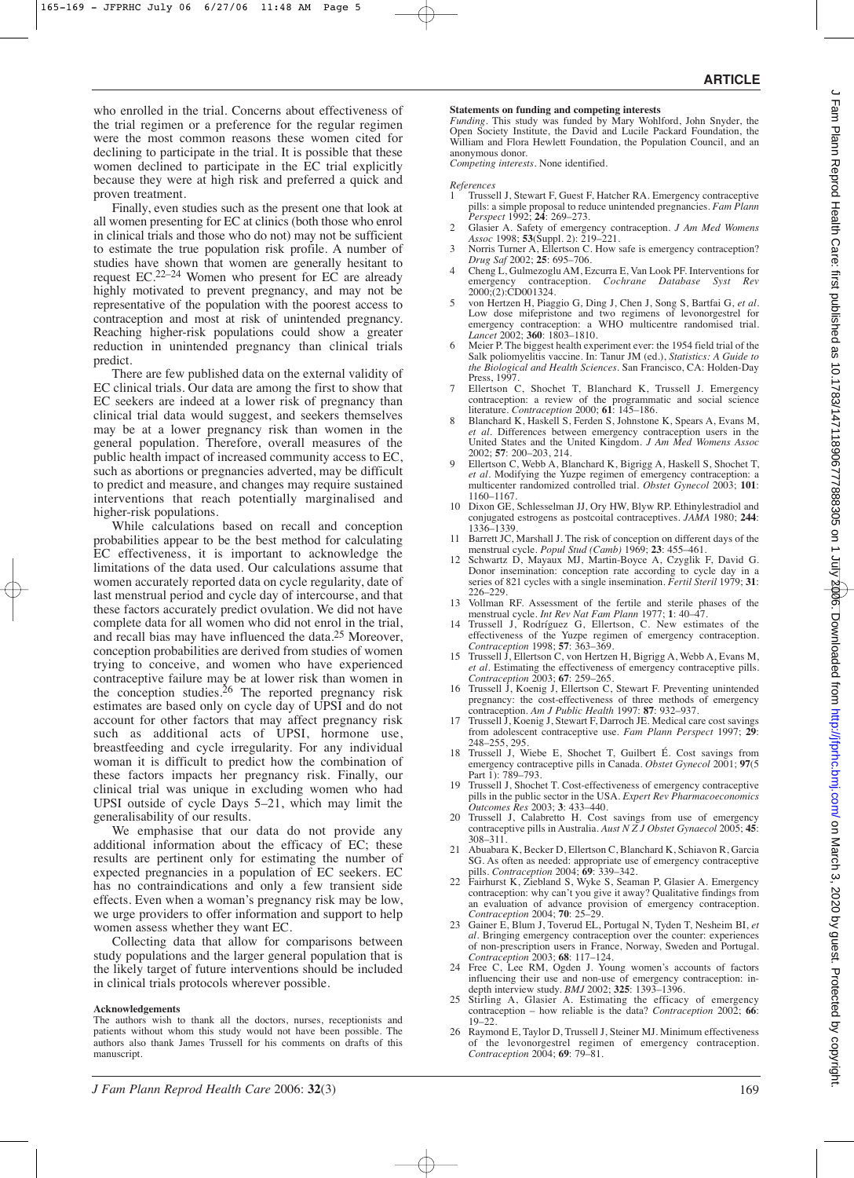who enrolled in the trial. Concerns about effectiveness of the trial regimen or a preference for the regular regimen were the most common reasons these women cited for declining to participate in the trial. It is possible that these women declined to participate in the EC trial explicitly because they were at high risk and preferred a quick and proven treatment.

Finally, even studies such as the present one that look at all women presenting for EC at clinics (both those who enrol in clinical trials and those who do not) may not be sufficient to estimate the true population risk profile. A number of studies have shown that women are generally hesitant to request EC.[22–24] Women who present for EC are already highly motivated to prevent pregnancy, and may not be representative of the population with the poorest access to contraception and most at risk of unintended pregnancy. Reaching higher-risk populations could show a greater reduction in unintended pregnancy than clinical trials predict.

There are few published data on the external validity of EC clinical trials. Our data are among the first to show that EC seekers are indeed at a lower risk of pregnancy than clinical trial data would suggest, and seekers themselves may be at a lower pregnancy risk than women in the general population. Therefore, overall measures of the public health impact of increased community access to EC, such as abortions or pregnancies adverted, may be difficult to predict and measure, and changes may require sustained interventions that reach potentially marginalised and higher-risk populations.

While calculations based on recall and conception probabilities appear to be the best method for calculating EC effectiveness, it is important to acknowledge the limitations of the data used. Our calculations assume that women accurately reported data on cycle regularity, date of last menstrual period and cycle day of intercourse, and that these factors accurately predict ovulation. We did not have complete data for all women who did not enrol in the trial, and recall bias may have influenced the data.[25] Moreover, conception probabilities are derived from studies of women trying to conceive, and women who have experienced contraceptive failure may be at lower risk than women in the conception studies.[26] The reported pregnancy risk estimates are based only on cycle day of UPSI and do not account for other factors that may affect pregnancy risk such as additional acts of UPSI, hormone use, breastfeeding and cycle irregularity. For any individual woman it is difficult to predict how the combination of these factors impacts her pregnancy risk. Finally, our clinical trial was unique in excluding women who had UPSI outside of cycle Days 5–21, which may limit the generalisability of our results.

We emphasise that our data do not provide any additional information about the efficacy of EC; these results are pertinent only for estimating the number of expected pregnancies in a population of EC seekers. EC has no contraindications and only a few transient side effects. Even when a woman's pregnancy risk may be low, we urge providers to offer information and support to help women assess whether they want EC.

Collecting data that allow for comparisons between study populations and the larger general population that is the likely target of future interventions should be included in clinical trials protocols wherever possible.

**Acknowledgements**

The authors wish to thank all the doctors, nurses, receptionists and patients without whom this study would not have been possible. The authors also thank James Trussell for his comments on drafts of this manuscript.

**Statements on funding and competing interests**

*Funding*. This study was funded by Mary Wohlford, John Snyder, the Open Society Institute, the David and Lucile Packard Foundation, the William and Flora Hewlett Foundation, the Population Council, and an anonymous donor.

*Competing interests*. None identified.

*References*

1. Trussell J, Stewart F, Guest F, Hatcher RA. Emergency contraceptive pills: a simple proposal to reduce unintended pregnancies. *Fam Plann Perspect* 1992; **24**: 269–273.
2. Glasier A. Safety of emergency contraception. *J Am Med Womens Assoc* 1998; **53**(Suppl. 2): 219–221.
3. Norris Turner A, Ellertson C. How safe is emergency contraception? *Drug Saf* 2002; **25**: 695–706.
4. Cheng L, Gulmezoglu AM, Ezcurra E, Van Look PF. Interventions for emergency contraception. *Cochrane Database Syst Rev* 2000;(2):CD001324.
5. von Hertzen H, Piaggio G, Ding J, Chen J, Song S, Bartfai G, *et al*. Low dose mifepristone and two regimens of levonorgestrel for emergency contraception: a WHO multicentre randomised trial. *Lancet* 2002; **360**: 1803–1810.
6. Meier P. The biggest health experiment ever: the 1954 field trial of the Salk poliomyelitis vaccine. In: Tanur JM (ed.), *Statistics: A Guide to the Biological and Health Sciences*. San Francisco, CA: Holden-Day Press, 1997.
7. Ellertson C, Shochet T, Blanchard K, Trussell J. Emergency contraception: a review of the programmatic and social science literature. *Contraception* 2000; **61**: 145–186.
8. Blanchard K, Haskell S, Ferden S, Johnstone K, Spears A, Evans M, *et al*. Differences between emergency contraception users in the United States and the United Kingdom. *J Am Med Womens Assoc* 2002; **57**: 200–203, 214.
9. Ellertson C, Webb A, Blanchard K, Bigrigg A, Haskell S, Shochet T, *et al*. Modifying the Yuzpe regimen of emergency contraception: a multicenter randomized controlled trial. *Obstet Gynecol* 2003; **101**: 1160–1167.
10. Dixon GE, Schlesselman JJ, Ory HW, Blyw RP. Ethinylestradiol and conjugated estrogens as postcoital contraceptives. *JAMA* 1980; **244**: 1336–1339.
11. Barrett JC, Marshall J. The risk of conception on different days of the menstrual cycle. *Popul Stud (Camb)* 1969; **23**: 455–461.
12. Schwartz D, Mayaux MJ, Martin-Boyce A, Czyglik F, David G. Donor insemination: conception rate according to cycle day in a series of 821 cycles with a single insemination. *Fertil Steril* 1979; **31**: 226–229.
13. Vollman RF. Assessment of the fertile and sterile phases of the menstrual cycle. *Int Rev Nat Fam Plann* 1977; **1**: 40–47.
14. Trussell J, Rodríguez G, Ellertson, C. New estimates of the effectiveness of the Yuzpe regimen of emergency contraception. *Contraception* 1998; **57**: 363–369.
15. Trussell J, Ellertson C, von Hertzen H, Bigrigg A, Webb A, Evans M, *et al*. Estimating the effectiveness of emergency contraceptive pills. *Contraception* 2003; **67**: 259–265.
16. Trussell J, Koenig J, Ellertson C, Stewart F. Preventing unintended pregnancy: the cost-effectiveness of three methods of emergency contraception. *Am J Public Health* 1997; **87**: 932–937.
17. Trussell J, Koenig J, Stewart F, Darroch JE. Medical care cost savings from adolescent contraceptive use. *Fam Plann Perspect* 1997; **29**: 248–255, 295.
18. Trussell J, Wiebe E, Shochet T, Guilbert É. Cost savings from emergency contraceptive pills in Canada. *Obstet Gynecol* 2001; **97**(5 Part 1): 789–793.
19. Trussell J, Shochet T. Cost-effectiveness of emergency contraceptive pills in the public sector in the USA. *Expert Rev Pharmacoeconomics Outcomes Res* 2003; **3**: 433–440.
20. Trussell J, Calabretto H. Cost savings from use of emergency contraceptive pills in Australia. *Aust N Z J Obstet Gynaecol* 2005; **45**: 308–311.
21. Abuabara K, Becker D, Ellertson C, Blanchard K, Schiavon R, Garcia SG. As often as needed: appropriate use of emergency contraceptive pills. *Contraception* 2004; **69**: 339–342.
22. Fairhurst K, Ziebland S, Wyke S, Seaman P, Glasier A. Emergency contraception: why can't you give it away? Qualitative findings from an evaluation of advance provision of emergency contraception. *Contraception* 2004; **70**: 25–29.
23. Gainer E, Blum J, Toverud EL, Portugal N, Tyden T, Nesheim BI, *et al*. Bringing emergency contraception over the counter: experiences of non-prescription users in France, Norway, Sweden and Portugal. *Contraception* 2003; **68**: 117–124.
24. Free C, Lee RM, Ogden J. Young women's accounts of factors influencing their use and non-use of emergency contraception: in-depth interview study. *BMJ* 2002; **325**: 1393–1396.
25. Stirling A, Glasier A. Estimating the efficacy of emergency contraception – how reliable is the data? *Contraception* 2002; **66**: 19–22.
26. Raymond E, Taylor D, Trussell J, Steiner MJ. Minimum effectiveness of the levonorgestrel regimen of emergency contraception. *Contraception* 2004; **69**: 79–81.